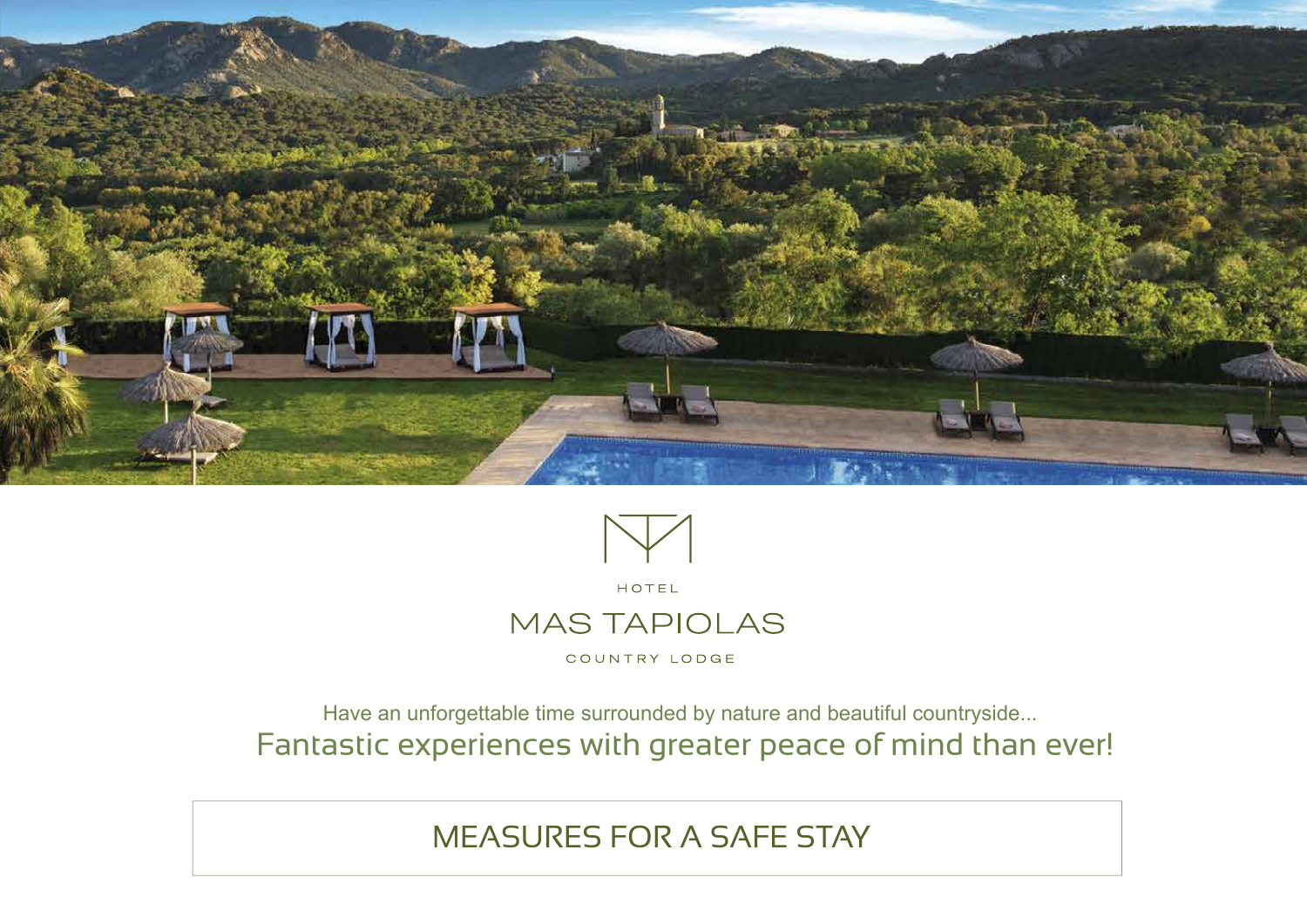HOTEL

# MAS TAPIOLAS

COUNTRY LODGE

Have an unforgettable time surrounded by nature and beautiful countryside...

Fantastic experiences with greater peace of mind than ever!

## MEASURES FOR A SAFE STAY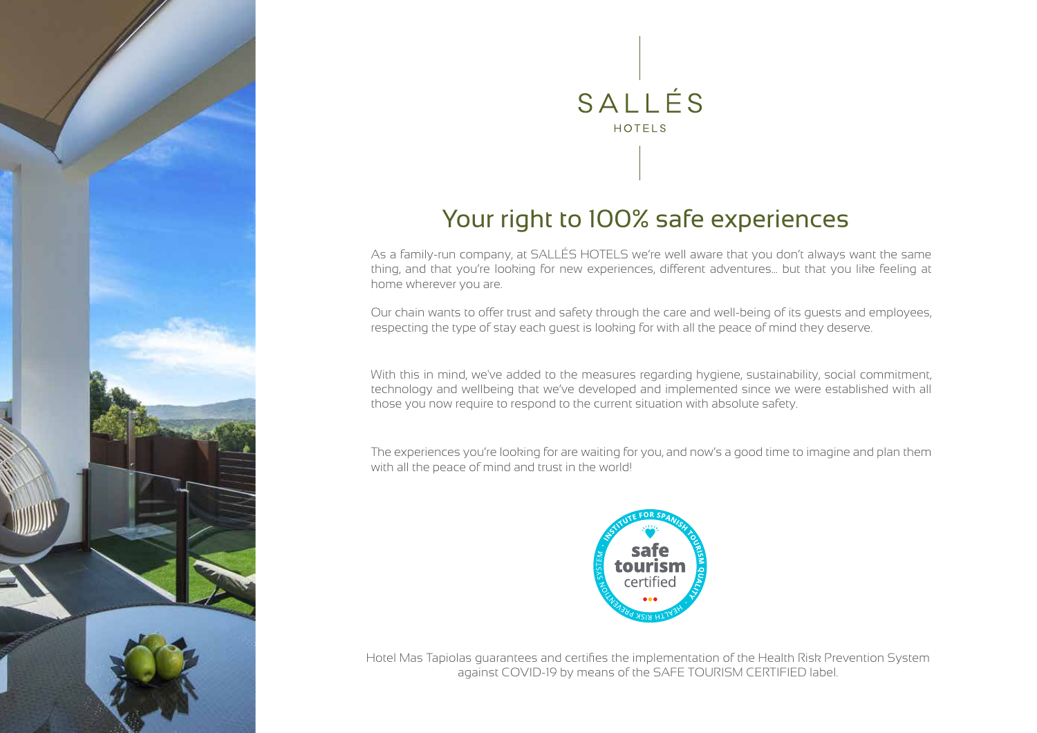SALLÉS

HOTELS

# Your right to 100% safe experiences

As a family-run company, at SALLÉS HOTELS we're well aware that you don't always want the same thing, and that you're looking for new experiences, different adventures... but that you like feeling at home wherever you are.

Our chain wants to offer trust and safety through the care and well-being of its guests and employees, respecting the type of stay each guest is looking for with all the peace of mind they deserve.

With this in mind, we've added to the measures regarding hygiene, sustainability, social commitment, technology and wellbeing that we've developed and implemented since we were established with all those you now require to respond to the current situation with absolute safety.

The experiences you're looking for are waiting for you, and now's a good time to imagine and plan them with all the peace of mind and trust in the world!

INSTITUTE FOR SPANISH TOURISM QUALITY · HEALTH RISK PREVENTION SYSTEM · safe tourism certified

Hotel Mas Tapiolas guarantees and certifies the implementation of the Health Risk Prevention System against COVID-19 by means of the SAFE TOURISM CERTIFIED label.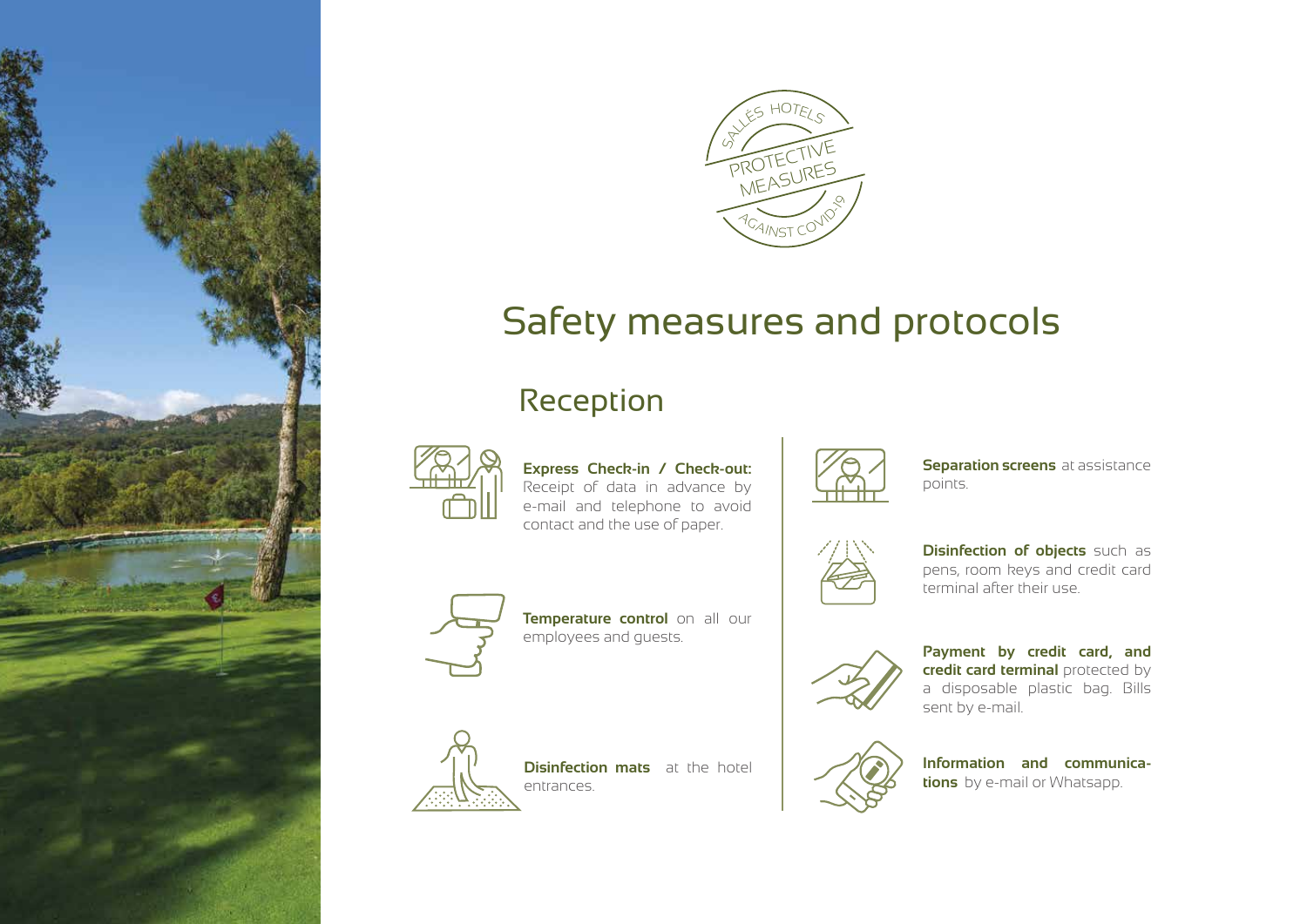SALLÉS HOTELS
PROTECTIVE MEASURES
AGAINST COVID-19

# Safety measures and protocols

## Reception

**Express Check-in / Check-out:** Receipt of data in advance by e-mail and telephone to avoid contact and the use of paper.

**Temperature control** on all our employees and guests.

**Disinfection mats** at the hotel entrances.

**Separation screens** at assistance points.

**Disinfection of objects** such as pens, room keys and credit card terminal after their use.

**Payment by credit card, and credit card terminal** protected by a disposable plastic bag. Bills sent by e-mail.

**Information and communications** by e-mail or Whatsapp.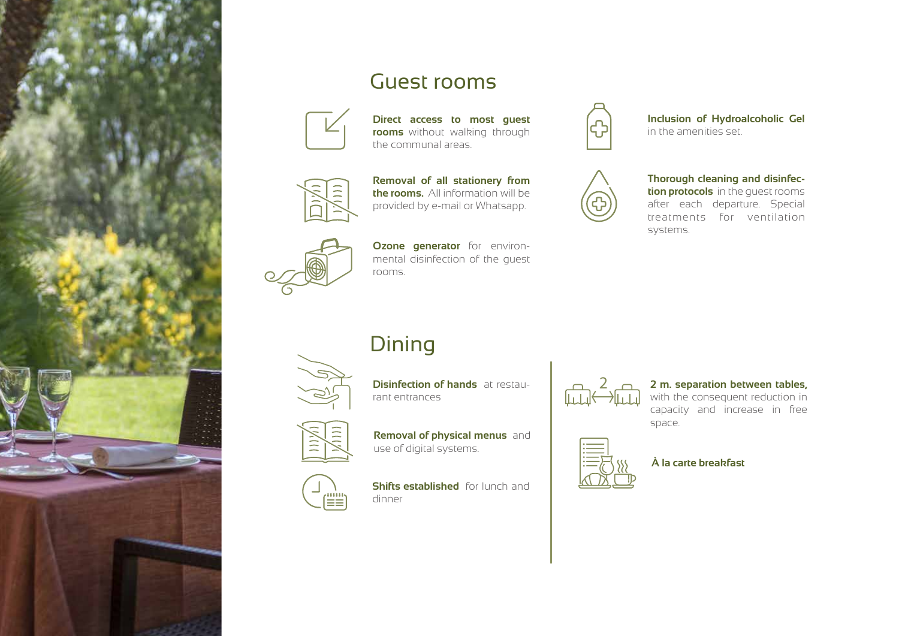## Guest rooms

**Direct access to most guest rooms** without walking through the communal areas.

**Removal of all stationery from the rooms.** All information will be provided by e-mail or Whatsapp.

**Ozone generator** for environmental disinfection of the guest rooms.

**Inclusion of Hydroalcoholic Gel** in the amenities set.

**Thorough cleaning and disinfection protocols** in the guest rooms after each departure. Special treatments for ventilation systems.

## Dining

**Disinfection of hands** at restaurant entrances

**Removal of physical menus** and use of digital systems.

**Shifts established** for lunch and dinner

**2 m. separation between tables,** with the consequent reduction in capacity and increase in free space.

**À la carte breakfast**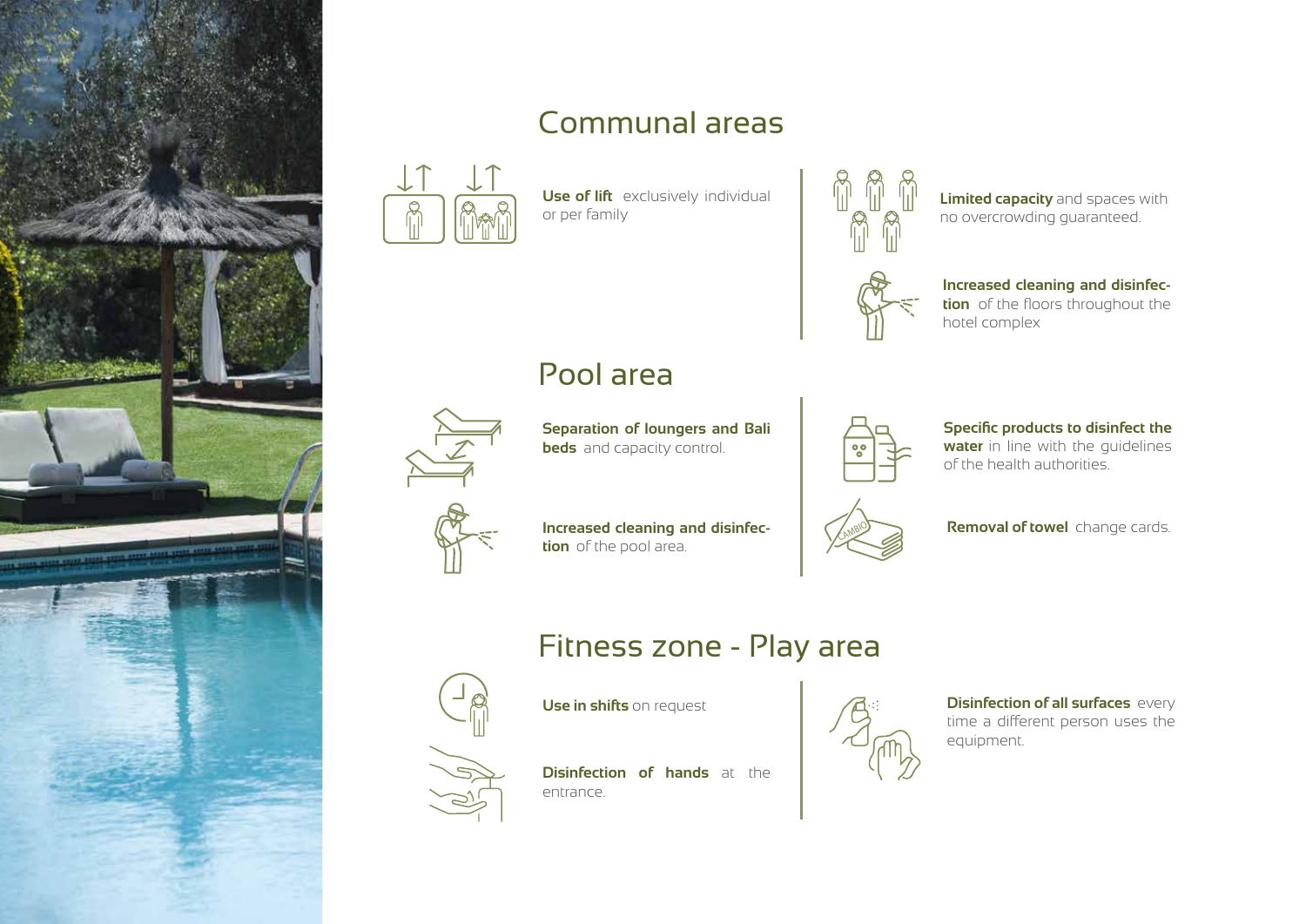## Communal areas

**Use of lift** exclusively individual or per family

**Limited capacity** and spaces with no overcrowding guaranteed.

**Increased cleaning and disinfection** of the floors throughout the hotel complex

## Pool area

**Separation of loungers and Bali beds** and capacity control.

**Increased cleaning and disinfection** of the pool area.

**Specific products to disinfect the water** in line with the guidelines of the health authorities.

**Removal of towel** change cards.

## Fitness zone - Play area

**Use in shifts** on request

**Disinfection of hands** at the entrance.

**Disinfection of all surfaces** every time a different person uses the equipment.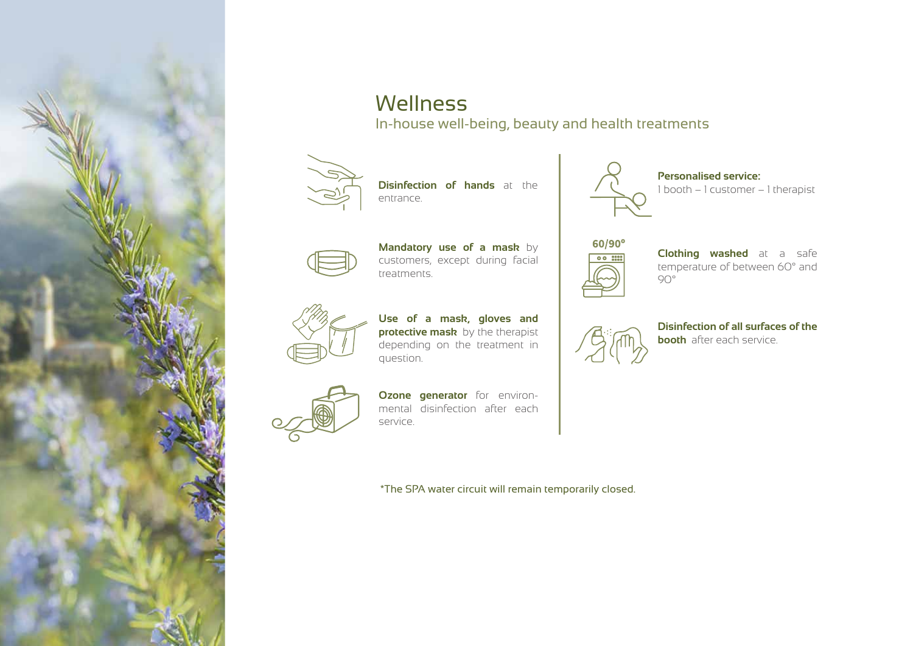# Wellness

## In-house well-being, beauty and health treatments

**Disinfection of hands** at the entrance.

**Mandatory use of a mask** by customers, except during facial treatments.

**Use of a mask, gloves and protective mask** by the therapist depending on the treatment in question.

**Ozone generator** for environmental disinfection after each service.

**Personalised service:**
1 booth – 1 customer – 1 therapist

60/90°

**Clothing washed** at a safe temperature of between 60° and 90°

**Disinfection of all surfaces of the booth** after each service.

*The SPA water circuit will remain temporarily closed.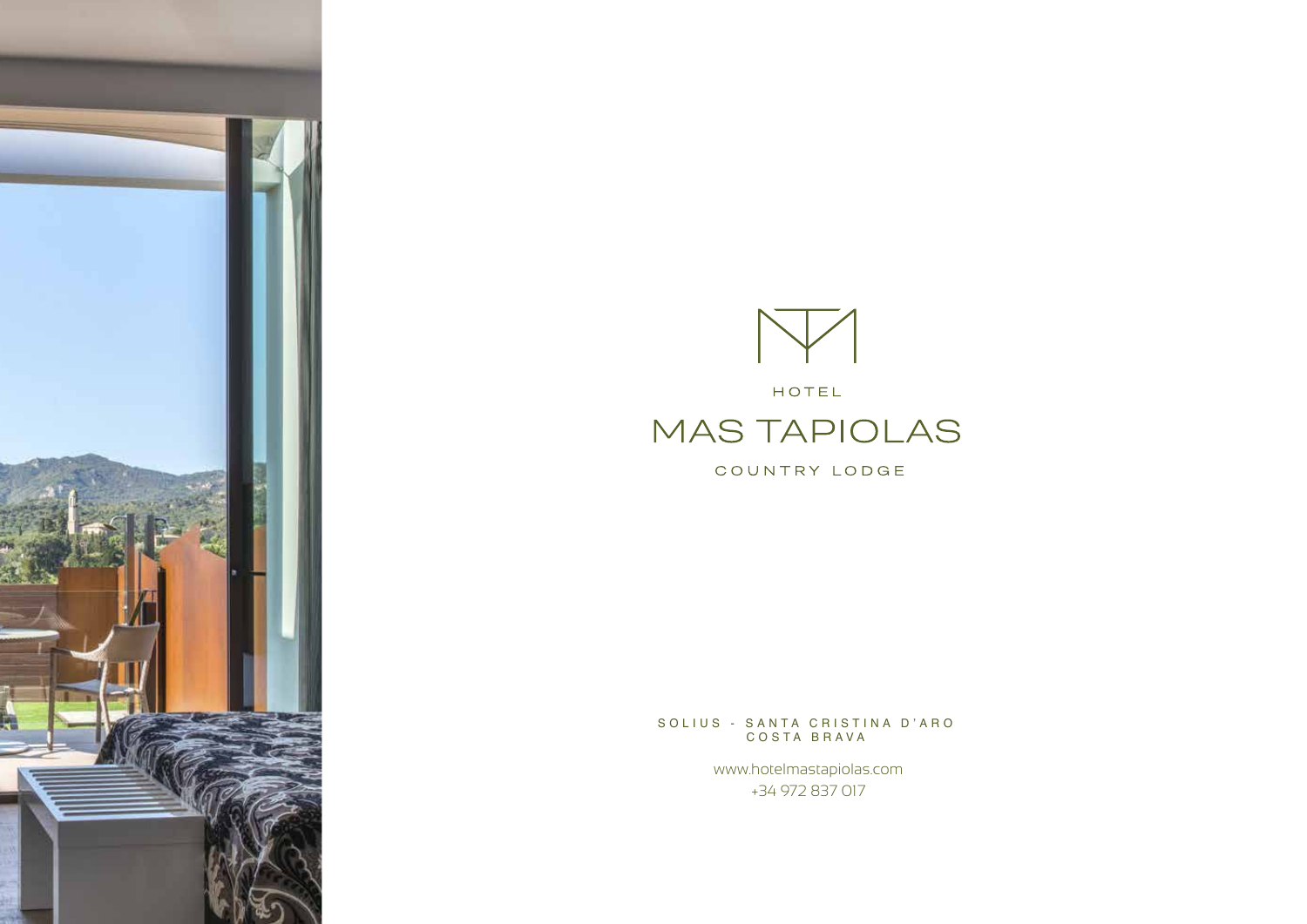HOTEL

# MAS TAPIOLAS

COUNTRY LODGE

SOLIUS - SANTA CRISTINA D'ARO
COSTA BRAVA

www.hotelmastapiolas.com
+34 972 837 017